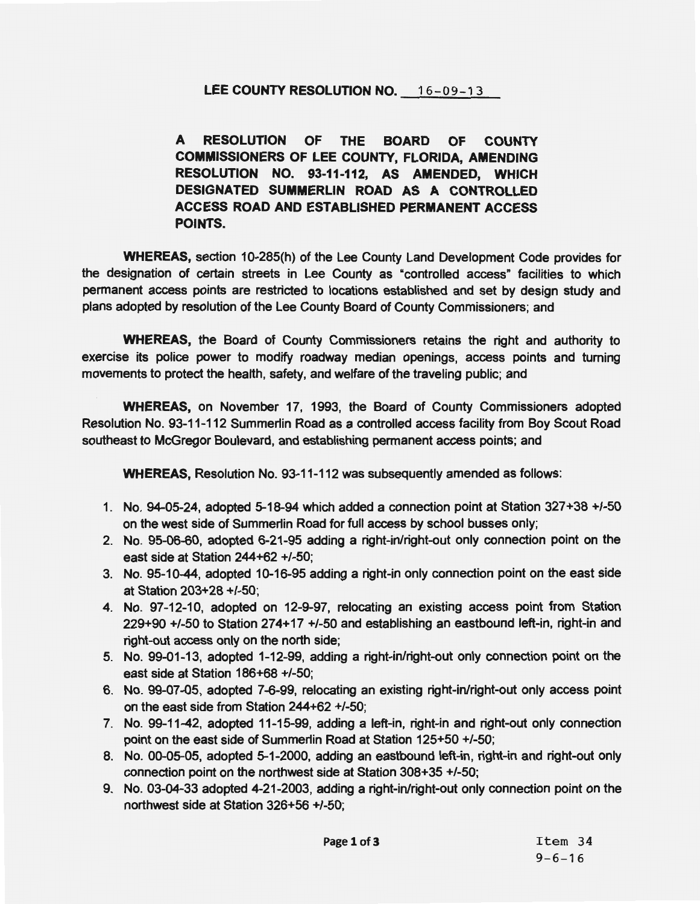# LEE COUNTY RESOLUTION NO. 16-09-13

**A RESOLUTION OF THE BOARD OF COUNTY COMMISSIONERS OF LEE COUNTY, FLORIDA, AMENDING RESOLUTION NO. 93-11-112, AS AMENDED, WHICH DESIGNATED SUMMERLIN ROAD AS A CONTROLLED ACCESS ROAD AND ESTABLISHED PERMANENT ACCESS POINTS.**

**WHEREAS,** section 10-285(h) of the Lee County Land Development Code provides for the designation of certain streets in Lee County as "controlled access" facilities to which permanent access points are restricted to locations established and set by design study and plans adopted by resolution of the Lee County Board of County Commissioners; and

**WHEREAS,** the Board of County Commissioners retains the right and authority to exercise its police power to modify roadway median openings, access points and turning movements to protect the health, safety, and welfare of the traveling public; and

**WHEREAS,** on November 17, 1993, the Board of County Commissioners adopted Resolution No. 93-11-112 Summerlin Road as a controlled access facility from Boy Scout Road southeast to McGregor Boulevard, and establishing permanent access points; and

**WHEREAS,** Resolution No. 93-11-112 was subsequently amended as follows:

1. No. 94-05-24, adopted 5-18-94 which added a connection point at Station 327+38 +/-50 on the west side of Summerlin Road for full access by school busses only;
2. No. 95-06-60, adopted 6-21-95 adding a right-in/right-out only connection point on the east side at Station 244+62 +/-50;
3. No. 95-10-44, adopted 10-16-95 adding a right-in only connection point on the east side at Station 203+28 +/-50;
4. No. 97-12-10, adopted on 12-9-97, relocating an existing access point from Station 229+90 +/-50 to Station 274+17 +/-50 and establishing an eastbound left-in, right-in and right-out access only on the north side;
5. No. 99-01-13, adopted 1-12-99, adding a right-in/right-out only connection point on the east side at Station 186+68 +/-50;
6. No. 99-07-05, adopted 7-6-99, relocating an existing right-in/right-out only access point on the east side from Station 244+62 +/-50;
7. No. 99-11-42, adopted 11-15-99, adding a left-in, right-in and right-out only connection point on the east side of Summerlin Road at Station 125+50 +/-50;
8. No. 00-05-05, adopted 5-1-2000, adding an eastbound left-in, right-in and right-out only connection point on the northwest side at Station 308+35 +/-50;
9. No. 03-04-33 adopted 4-21-2003, adding a right-in/right-out only connection point on the northwest side at Station 326+56 +/-50;

Item 34
9-6-16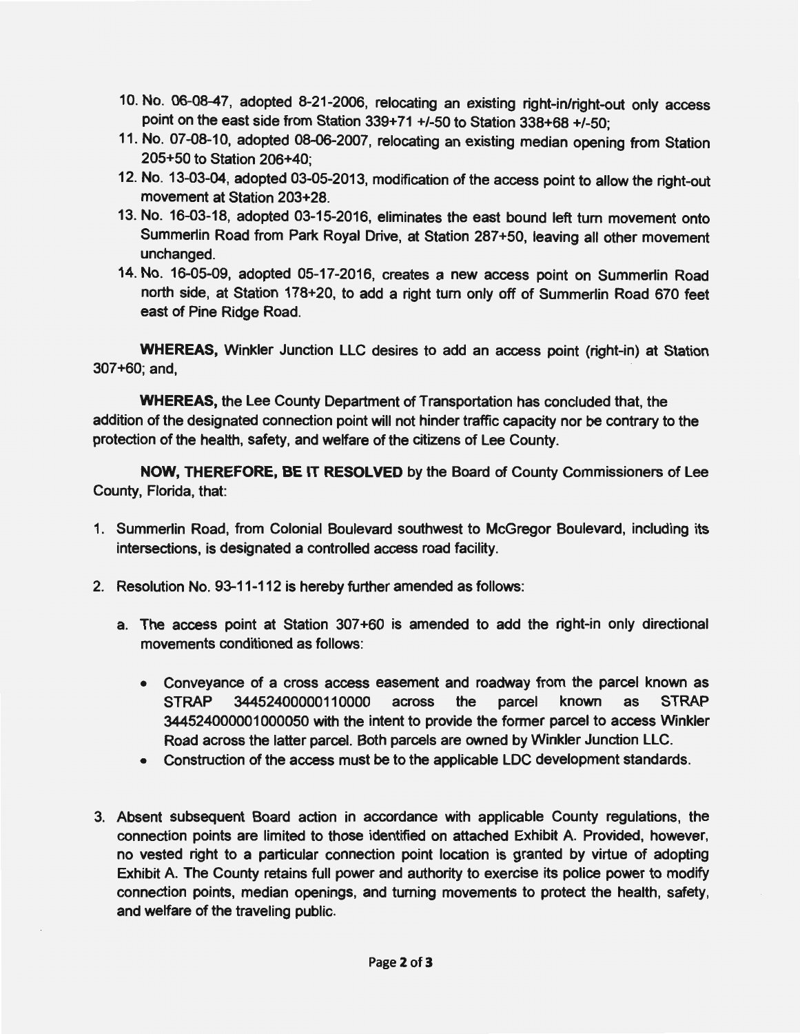10. No. 06-08-47, adopted 8-21-2006, relocating an existing right-in/right-out only access point on the east side from Station 339+71 +/-50 to Station 338+68 +/-50;
11. No. 07-08-10, adopted 08-06-2007, relocating an existing median opening from Station 205+50 to Station 206+40;
12. No. 13-03-04, adopted 03-05-2013, modification of the access point to allow the right-out movement at Station 203+28.
13. No. 16-03-18, adopted 03-15-2016, eliminates the east bound left turn movement onto Summerlin Road from Park Royal Drive, at Station 287+50, leaving all other movement unchanged.
14. No. 16-05-09, adopted 05-17-2016, creates a new access point on Summerlin Road north side, at Station 178+20, to add a right turn only off of Summerlin Road 670 feet east of Pine Ridge Road.

**WHEREAS,** Winkler Junction LLC desires to add an access point (right-in) at Station 307+60; and,

**WHEREAS,** the Lee County Department of Transportation has concluded that, the addition of the designated connection point will not hinder traffic capacity nor be contrary to the protection of the health, safety, and welfare of the citizens of Lee County.

**NOW, THEREFORE, BE IT RESOLVED** by the Board of County Commissioners of Lee County, Florida, that:

1. Summerlin Road, from Colonial Boulevard southwest to McGregor Boulevard, including its intersections, is designated a controlled access road facility.

2. Resolution No. 93-11-112 is hereby further amended as follows:

   a. The access point at Station 307+60 is amended to add the right-in only directional movements conditioned as follows:

      - Conveyance of a cross access easement and roadway from the parcel known as STRAP 34452400000110000 across the parcel known as STRAP 344524000001000050 with the intent to provide the former parcel to access Winkler Road across the latter parcel. Both parcels are owned by Winkler Junction LLC.
      - Construction of the access must be to the applicable LDC development standards.

3. Absent subsequent Board action in accordance with applicable County regulations, the connection points are limited to those identified on attached Exhibit A. Provided, however, no vested right to a particular connection point location is granted by virtue of adopting Exhibit A. The County retains full power and authority to exercise its police power to modify connection points, median openings, and turning movements to protect the health, safety, and welfare of the traveling public.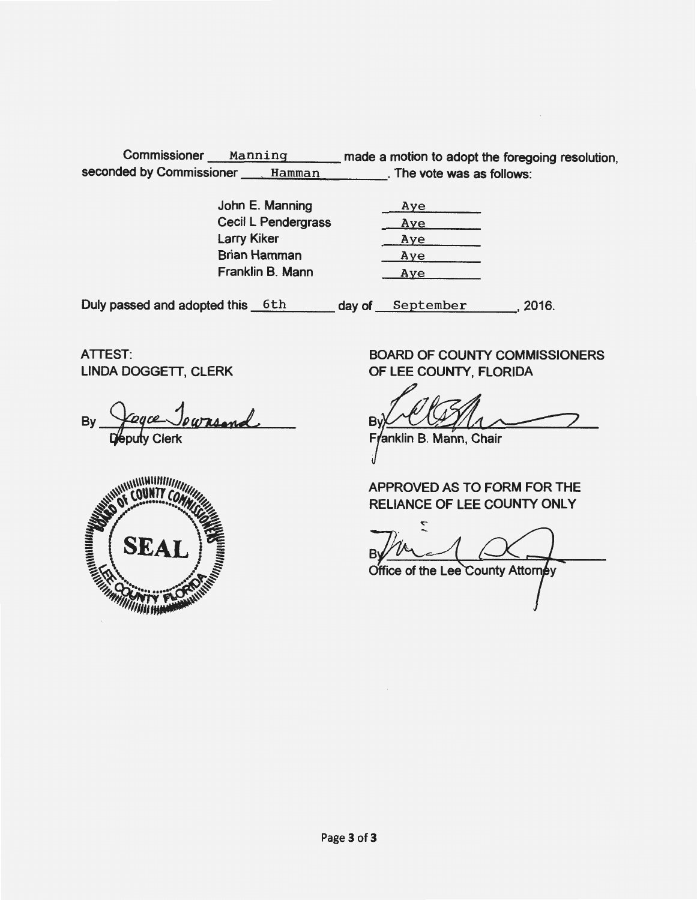Commissioner Manning made a motion to adopt the foregoing resolution, seconded by Commissioner Hamman. The vote was as follows:

| | |
|---|---|
| John E. Manning | Aye |
| Cecil L Pendergrass | Aye |
| Larry Kiker | Aye |
| Brian Hamman | Aye |
| Franklin B. Mann | Aye |

Duly passed and adopted this 6th day of September, 2016.

ATTEST:
LINDA DOGGETT, CLERK

By Joyce Townsend
Deputy Clerk

SEAL
BOARD OF COUNTY COMMISSIONERS
LEE COUNTY FLORIDA

BOARD OF COUNTY COMMISSIONERS
OF LEE COUNTY, FLORIDA

By
Franklin B. Mann, Chair

APPROVED AS TO FORM FOR THE
RELIANCE OF LEE COUNTY ONLY

By
Office of the Lee County Attorney